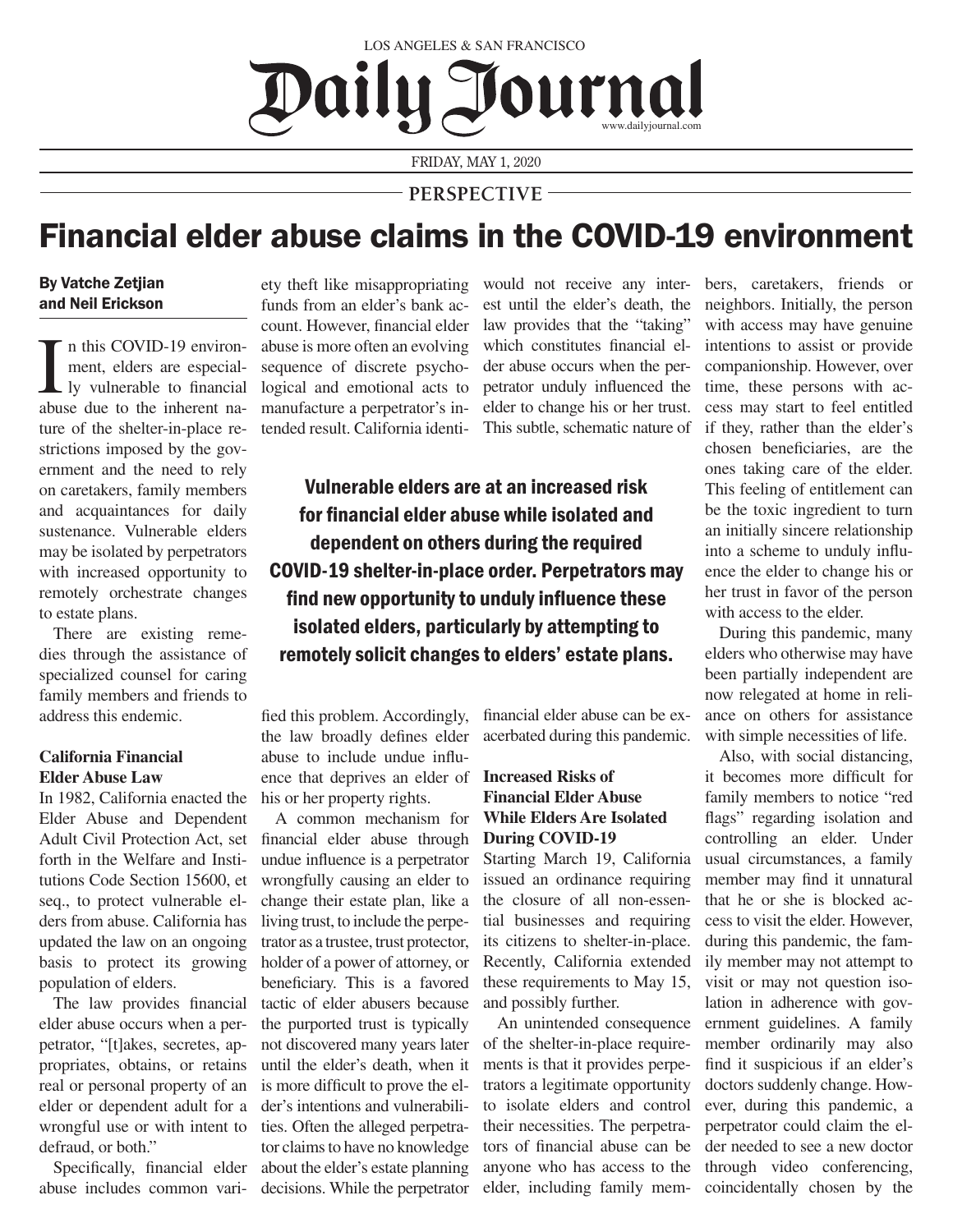LOS ANGELES & SAN FRANCISCO

# Daily Journal

FRIDAY, MAY 1, 2020

PERSPECTIVE

# Financial elder abuse claims in the COVID-19 environment

**By Vatche Zetjian and Neil Erickson**

In this COVID-19 environment, elders are especially vulnerable to financial abuse due to the inherent nature of the shelter-in-place restrictions imposed by the government and the need to rely on caretakers, family members and acquaintances for daily sustenance. Vulnerable elders may be isolated by perpetrators with increased opportunity to remotely orchestrate changes to estate plans.

There are existing remedies through the assistance of specialized counsel for caring family members and friends to address this endemic.

### California Financial Elder Abuse Law

In 1982, California enacted the Elder Abuse and Dependent Adult Civil Protection Act, set forth in the Welfare and Institutions Code Section 15600, et seq., to protect vulnerable elders from abuse. California has updated the law on an ongoing basis to protect its growing population of elders.

The law provides financial elder abuse occurs when a perpetrator, "[t]akes, secretes, appropriates, obtains, or retains real or personal property of an elder or dependent adult for a wrongful use or with intent to defraud, or both."

Specifically, financial elder abuse includes common variety theft like misappropriating funds from an elder's bank account. However, financial elder abuse is more often an evolving sequence of discrete psychological and emotional acts to manufacture a perpetrator's intended result. California identified this problem. Accordingly, the law broadly defines elder abuse to include undue influence that deprives an elder of his or her property rights.

A common mechanism for financial elder abuse through undue influence is a perpetrator wrongfully causing an elder to change their estate plan, like a living trust, to include the perpetrator as a trustee, trust protector, holder of a power of attorney, or beneficiary. This is a favored tactic of elder abusers because the purported trust is typically not discovered many years later until the elder's death, when it is more difficult to prove the elder's intentions and vulnerabilities. Often the alleged perpetrator claims to have no knowledge about the elder's estate planning decisions. While the perpetrator would not receive any interest until the elder's death, the law provides that the "taking" which constitutes financial elder abuse occurs when the perpetrator unduly influenced the elder to change his or her trust. This subtle, schematic nature of financial elder abuse can be exacerbated during this pandemic.

**Vulnerable elders are at an increased risk for financial elder abuse while isolated and dependent on others during the required COVID-19 shelter-in-place order. Perpetrators may find new opportunity to unduly influence these isolated elders, particularly by attempting to remotely solicit changes to elders' estate plans.**

### Increased Risks of Financial Elder Abuse While Elders Are Isolated During COVID-19

Starting March 19, California issued an ordinance requiring the closure of all non-essential businesses and requiring its citizens to shelter-in-place. Recently, California extended these requirements to May 15, and possibly further.

An unintended consequence of the shelter-in-place requirements is that it provides perpetrators a legitimate opportunity to isolate elders and control their necessities. The perpetrators of financial abuse can be anyone who has access to the elder, including family members, caretakers, friends or neighbors. Initially, the person with access may have genuine intentions to assist or provide companionship. However, over time, these persons with access may start to feel entitled if they, rather than the elder's chosen beneficiaries, are the ones taking care of the elder. This feeling of entitlement can be the toxic ingredient to turn an initially sincere relationship into a scheme to unduly influence the elder to change his or her trust in favor of the person with access to the elder.

During this pandemic, many elders who otherwise may have been partially independent are now relegated at home in reliance on others for assistance with simple necessities of life.

Also, with social distancing, it becomes more difficult for family members to notice "red flags" regarding isolation and controlling an elder. Under usual circumstances, a family member may find it unnatural that he or she is blocked access to visit the elder. However, during this pandemic, the family member may not attempt to visit or may not question isolation in adherence with government guidelines. A family member ordinarily may also find it suspicious if an elder's doctors suddenly change. However, during this pandemic, a perpetrator could claim the elder needed to see a new doctor through video conferencing, coincidentally chosen by the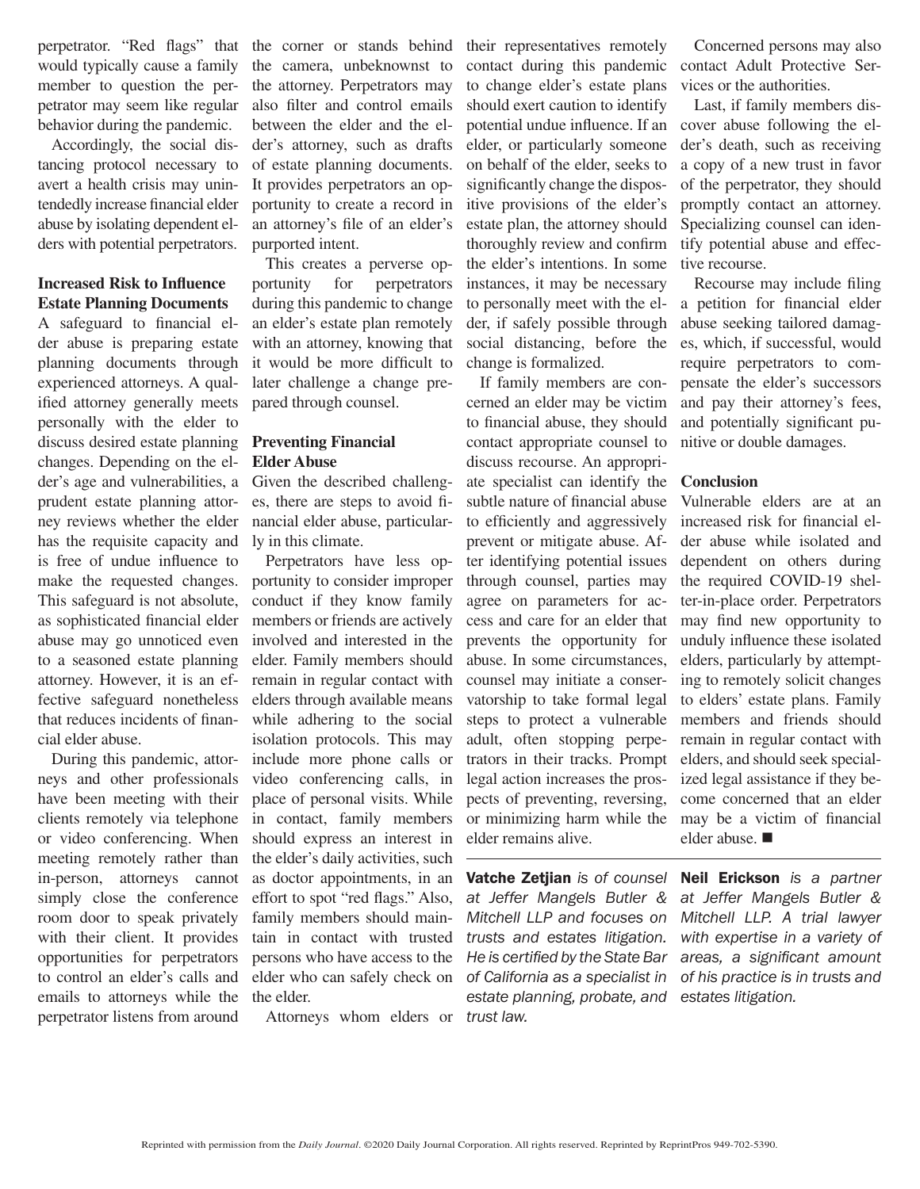perpetrator. "Red flags" that would typically cause a family member to question the perpetrator may seem like regular behavior during the pandemic.

Accordingly, the social distancing protocol necessary to avert a health crisis may unintendedly increase financial elder abuse by isolating dependent elders with potential perpetrators.

**Increased Risk to Influence Estate Planning Documents**

A safeguard to financial elder abuse is preparing estate planning documents through experienced attorneys. A qualified attorney generally meets personally with the elder to discuss desired estate planning changes. Depending on the elder's age and vulnerabilities, a prudent estate planning attorney reviews whether the elder has the requisite capacity and is free of undue influence to make the requested changes. This safeguard is not absolute, as sophisticated financial elder abuse may go unnoticed even to a seasoned estate planning attorney. However, it is an effective safeguard nonetheless that reduces incidents of financial elder abuse.

During this pandemic, attorneys and other professionals have been meeting with their clients remotely via telephone or video conferencing. When meeting remotely rather than in-person, attorneys cannot simply close the conference room door to speak privately with their client. It provides opportunities for perpetrators to control an elder's calls and emails to attorneys while the perpetrator listens from around the corner or stands behind the camera, unbeknownst to the attorney. Perpetrators may also filter and control emails between the elder and the elder's attorney, such as drafts of estate planning documents. It provides perpetrators an opportunity to create a record in an attorney's file of an elder's purported intent.

This creates a perverse opportunity for perpetrators during this pandemic to change an elder's estate plan remotely with an attorney, knowing that it would be more difficult to later challenge a change prepared through counsel.

**Preventing Financial Elder Abuse**

Given the described challenges, there are steps to avoid financial elder abuse, particularly in this climate.

Perpetrators have less opportunity to consider improper conduct if they know family members or friends are actively involved and interested in the elder. Family members should remain in regular contact with elders through available means while adhering to the social isolation protocols. This may include more phone calls or video conferencing calls, in place of personal visits. While in contact, family members should express an interest in the elder's daily activities, such as doctor appointments, in an effort to spot "red flags." Also, family members should maintain in contact with trusted persons who have access to the elder who can safely check on the elder.

Attorneys whom elders or their representatives remotely contact during this pandemic to change elder's estate plans should exert caution to identify potential undue influence. If an elder, or particularly someone on behalf of the elder, seeks to significantly change the dispositive provisions of the elder's estate plan, the attorney should thoroughly review and confirm the elder's intentions. In some instances, it may be necessary to personally meet with the elder, if safely possible through social distancing, before the change is formalized.

If family members are concerned an elder may be victim to financial abuse, they should contact appropriate counsel to discuss recourse. An appropriate specialist can identify the subtle nature of financial abuse to efficiently and aggressively prevent or mitigate abuse. After identifying potential issues through counsel, parties may agree on parameters for access and care for an elder that prevents the opportunity for abuse. In some circumstances, counsel may initiate a conservatorship to take formal legal steps to protect a vulnerable adult, often stopping perpetrators in their tracks. Prompt legal action increases the prospects of preventing, reversing, or minimizing harm while the elder remains alive.

Concerned persons may also contact Adult Protective Services or the authorities.

Last, if family members discover abuse following the elder's death, such as receiving a copy of a new trust in favor of the perpetrator, they should promptly contact an attorney. Specializing counsel can identify potential abuse and effective recourse.

Recourse may include filing a petition for financial elder abuse seeking tailored damages, which, if successful, would require perpetrators to compensate the elder's successors and pay their attorney's fees, and potentially significant punitive or double damages.

**Conclusion**

Vulnerable elders are at an increased risk for financial elder abuse while isolated and dependent on others during the required COVID-19 shelter-in-place order. Perpetrators may find new opportunity to unduly influence these isolated elders, particularly by attempting to remotely solicit changes to elders' estate plans. Family members and friends should remain in regular contact with elders, and should seek specialized legal assistance if they become concerned that an elder may be a victim of financial elder abuse. ■

---

**Vatche Zetjian** *is of counsel at Jeffer Mangels Butler & Mitchell LLP and focuses on trusts and estates litigation. He is certified by the State Bar of Califonia as a specialist in estate planning, probate, and trust law.*

**Neil Erickson** *is a partner at Jeffer Mangels Butler & Mitchell LLP. A trial lawyer with expertise in a variety of areas, a significant amount of his practice is in trusts and estates litigation.*

Reprinted with permission from the *Daily Journal*. ©2020 Daily Journal Corporation. All rights reserved. Reprinted by ReprintPros 949-702-5390.